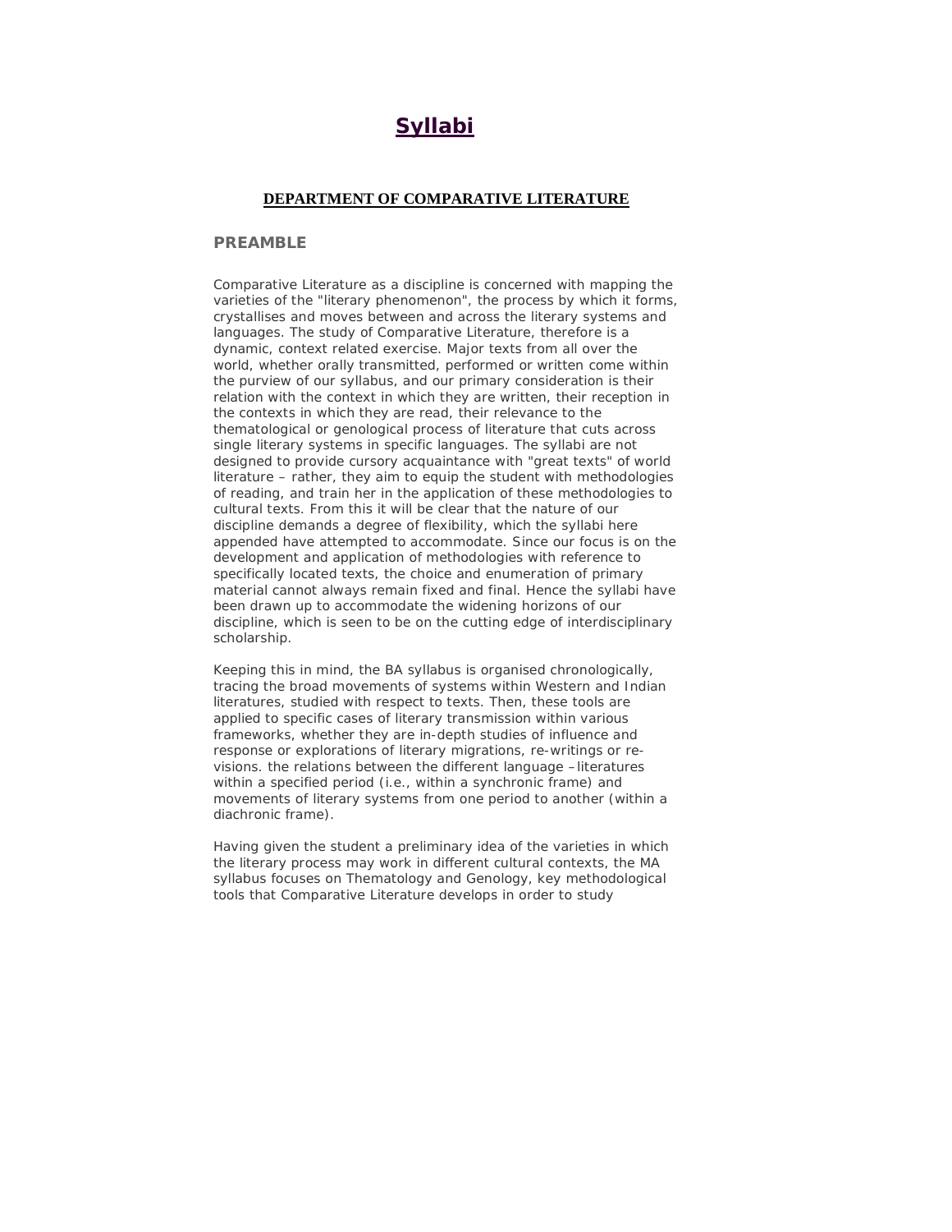# Syllabi

## DEPARTMENT OF COMPARATIVE LITERATURE

### PREAMBLE

Comparative Literature as a discipline is concerned with mapping the varieties of the "literary phenomenon", the process by which it forms, crystallises and moves between and across the literary systems and languages. The study of Comparative Literature, therefore is a dynamic, context related exercise. Major texts from all over the world, whether orally transmitted, performed or written come within the purview of our syllabus, and our primary consideration is their relation with the context in which they are written, their reception in the contexts in which they are read, their relevance to the thematological or genological process of literature that cuts across single literary systems in specific languages. The syllabi are not designed to provide cursory acquaintance with "great texts" of world literature – rather, they aim to equip the student with methodologies of reading, and train her in the application of these methodologies to cultural texts. From this it will be clear that the nature of our discipline demands a degree of flexibility, which the syllabi here appended have attempted to accommodate. Since our focus is on the development and application of methodologies with reference to specifically located texts, the choice and enumeration of primary material cannot always remain fixed and final. Hence the syllabi have been drawn up to accommodate the widening horizons of our discipline, which is seen to be on the cutting edge of interdisciplinary scholarship.

Keeping this in mind, the BA syllabus is organised chronologically, tracing the broad movements of systems within Western and Indian literatures, studied with respect to texts. Then, these tools are applied to specific cases of literary transmission within various frameworks, whether they are in-depth studies of influence and response or explorations of literary migrations, re-writings or re-visions. the relations between the different language –literatures within a specified period (i.e., within a synchronic frame) and movements of literary systems from one period to another (within a diachronic frame).

Having given the student a preliminary idea of the varieties in which the literary process may work in different cultural contexts, the MA syllabus focuses on Thematology and Genology, key methodological tools that Comparative Literature develops in order to study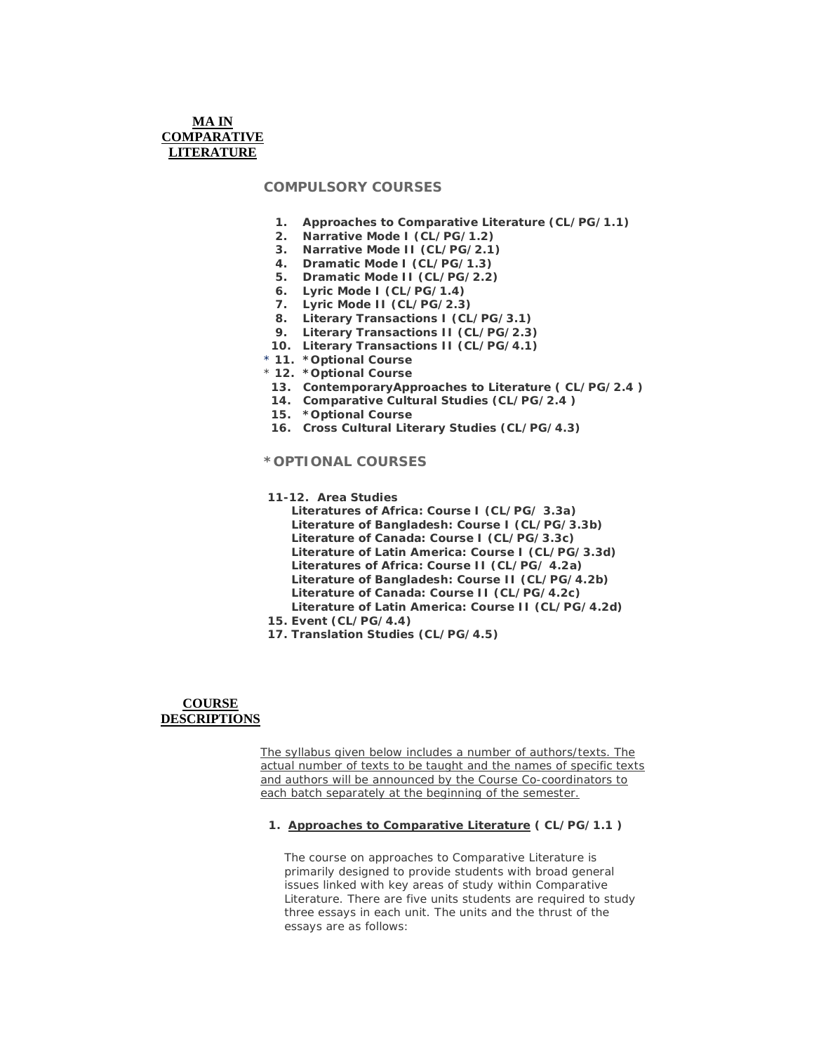# MA IN COMPARATIVE LITERATURE

## COMPULSORY COURSES

1. **Approaches to Comparative Literature (CL/PG/1.1)**
2. **Narrative Mode I (CL/PG/1.2)**
3. **Narrative Mode II (CL/PG/2.1)**
4. **Dramatic Mode I (CL/PG/1.3)**
5. **Dramatic Mode II (CL/PG/2.2)**
6. **Lyric Mode I (CL/PG/1.4)**
7. **Lyric Mode II (CL/PG/2.3)**
8. **Literary Transactions I (CL/PG/3.1)**
9. **Literary Transactions II (CL/PG/2.3)**
10. **Literary Transactions II (CL/PG/4.1)**

\* 11. **\*Optional Course**

\* 12. **\*Optional Course**

13. **ContemporaryApproaches to Literature ( CL/PG/2.4 )**
14. **Comparative Cultural Studies (CL/PG/2.4 )**
15. **\*Optional Course**
16. **Cross Cultural Literary Studies (CL/PG/4.3)**

## *OPTIONAL COURSES

**11-12. Area Studies**

- **Literatures of Africa: Course I (CL/PG/ 3.3a)**
- **Literature of Bangladesh: Course I (CL/PG/3.3b)**
- **Literature of Canada: Course I (CL/PG/3.3c)**
- **Literature of Latin America: Course I (CL/PG/3.3d)**
- **Literatures of Africa: Course II (CL/PG/ 4.2a)**
- **Literature of Bangladesh: Course II (CL/PG/4.2b)**
- **Literature of Canada: Course II (CL/PG/4.2c)**
- **Literature of Latin America: Course II (CL/PG/4.2d)**

**15. Event (CL/PG/4.4)**

**17. Translation Studies (CL/PG/4.5)**

# COURSE DESCRIPTIONS

The syllabus given below includes a number of authors/texts. The actual number of texts to be taught and the names of specific texts and authors will be announced by the Course Co-coordinators to each batch separately at the beginning of the semester.

### 1. Approaches to Comparative Literature ( CL/PG/1.1 )

The course on approaches to Comparative Literature is primarily designed to provide students with broad general issues linked with key areas of study within Comparative Literature. There are five units students are required to study three essays in each unit. The units and the thrust of the essays are as follows: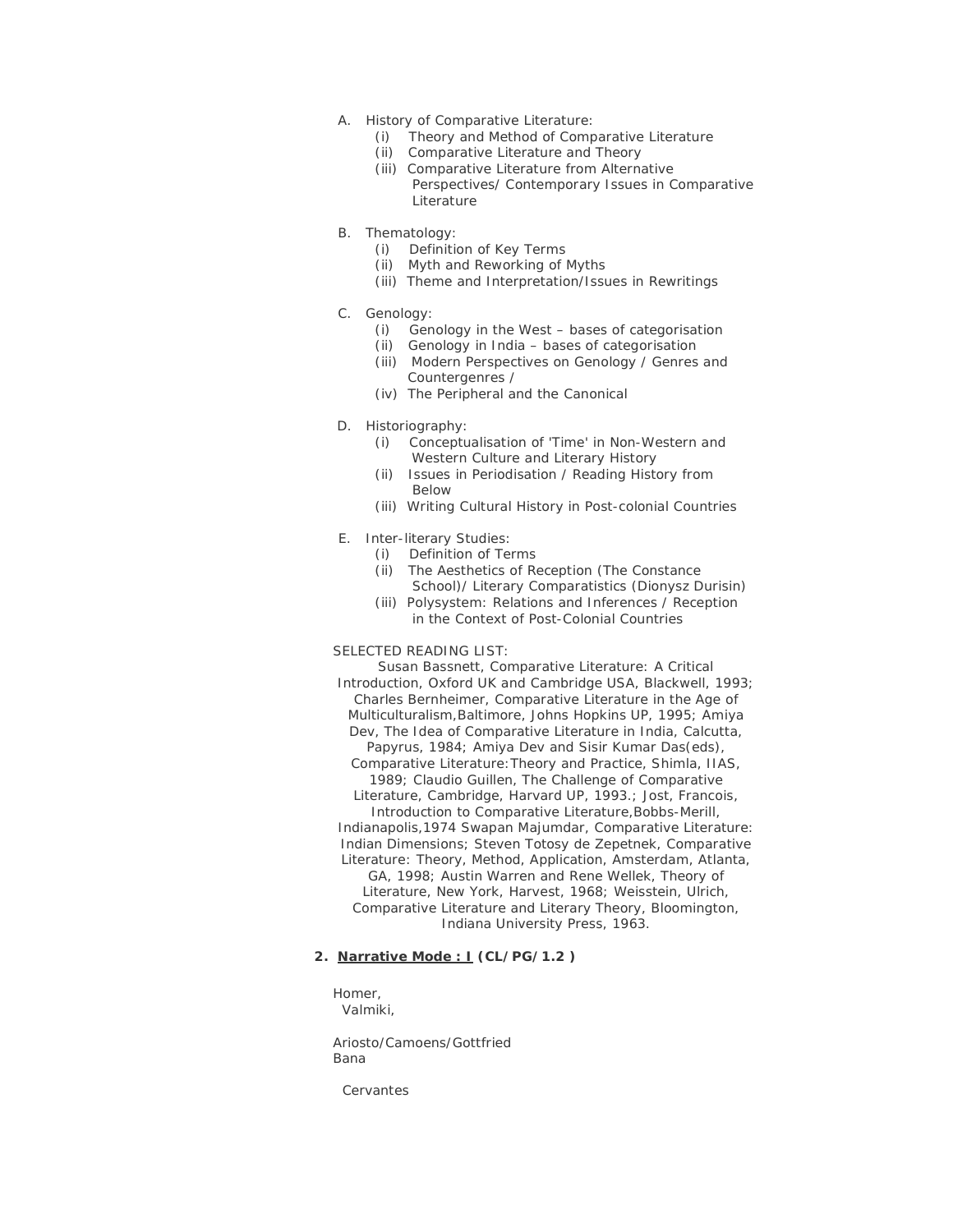A. History of Comparative Literature:
   - (i) Theory and Method of Comparative Literature
   - (ii) Comparative Literature and Theory
   - (iii) Comparative Literature from Alternative Perspectives/ Contemporary Issues in Comparative Literature

B. Thematology:
   - (i) Definition of Key Terms
   - (ii) Myth and Reworking of Myths
   - (iii) Theme and Interpretation/Issues in Rewritings

C. Genology:
   - (i) Genology in the West – bases of categorisation
   - (ii) Genology in India – bases of categorisation
   - (iii) Modern Perspectives on Genology / Genres and Countergenres /
   - (iv) The Peripheral and the Canonical

D. Historiography:
   - (i) Conceptualisation of 'Time' in Non-Western and Western Culture and Literary History
   - (ii) Issues in Periodisation / Reading History from Below
   - (iii) Writing Cultural History in Post-colonial Countries

E. Inter-literary Studies:
   - (i) Definition of Terms
   - (ii) The Aesthetics of Reception (The Constance School)/ Literary Comparatistics (Dionysz Durisin)
   - (iii) Polysystem: Relations and Inferences / Reception in the Context of Post-Colonial Countries

SELECTED READING LIST:

Susan Bassnett, Comparative Literature: A Critical Introduction, Oxford UK and Cambridge USA, Blackwell, 1993; Charles Bernheimer, Comparative Literature in the Age of Multiculturalism,Baltimore, Johns Hopkins UP, 1995; Amiya Dev, The Idea of Comparative Literature in India, Calcutta, Papyrus, 1984; Amiya Dev and Sisir Kumar Das(eds), Comparative Literature:Theory and Practice, Shimla, IIAS, 1989; Claudio Guillen, The Challenge of Comparative Literature, Cambridge, Harvard UP, 1993.; Jost, Francois, Introduction to Comparative Literature,Bobbs-Merill, Indianapolis,1974 Swapan Majumdar, Comparative Literature: Indian Dimensions; Steven Totosy de Zepetnek, Comparative Literature: Theory, Method, Application, Amsterdam, Atlanta, GA, 1998; Austin Warren and Rene Wellek, Theory of Literature, New York, Harvest, 1968; Weisstein, Ulrich, Comparative Literature and Literary Theory, Bloomington, Indiana University Press, 1963.

**2. <u>Narrative Mode : I</u> (CL/PG/1.2 )**

Homer,
Valmiki,

Ariosto/Camoens/Gottfried
Bana

Cervantes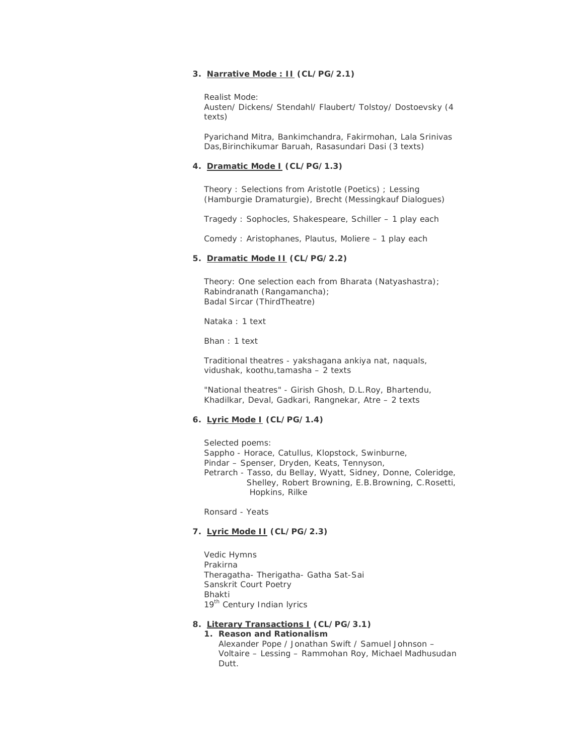3. **Narrative Mode : II (CL/PG/2.1)**

   Realist Mode:
   Austen/ Dickens/ Stendahl/ Flaubert/ Tolstoy/ Dostoevsky (4 texts)

   Pyarichand Mitra, Bankimchandra, Fakirmohan, Lala Srinivas Das,Birinchikumar Baruah, Rasasundari Dasi (3 texts)

4. **Dramatic Mode I (CL/PG/1.3)**

   Theory : Selections from Aristotle (Poetics) ; Lessing (Hamburgie Dramaturgie), Brecht (Messingkauf Dialogues)

   Tragedy : Sophocles, Shakespeare, Schiller – 1 play each

   Comedy : Aristophanes, Plautus, Moliere – 1 play each

5. **Dramatic Mode II (CL/PG/2.2)**

   Theory: One selection each from Bharata (Natyashastra);
   Rabindranath (Rangamancha);
   Badal Sircar (ThirdTheatre)

   Nataka : 1 text

   Bhan : 1 text

   Traditional theatres - yakshagana ankiya nat, naquals, vidushak, koothu,tamasha – 2 texts

   "National theatres" - Girish Ghosh, D.L.Roy, Bhartendu, Khadilkar, Deval, Gadkari, Rangnekar, Atre – 2 texts

6. **Lyric Mode I (CL/PG/1.4)**

   Selected poems:
   Sappho - Horace, Catullus, Klopstock, Swinburne,
   Pindar – Spenser, Dryden, Keats, Tennyson,
   Petrarch - Tasso, du Bellay, Wyatt, Sidney, Donne, Coleridge, Shelley, Robert Browning, E.B.Browning, C.Rosetti, Hopkins, Rilke

   Ronsard - Yeats

7. **Lyric Mode II (CL/PG/2.3)**

   Vedic Hymns
   Prakirna
   Theragatha- Therigatha- Gatha Sat-Sai
   Sanskrit Court Poetry
   Bhakti
   19th Century Indian lyrics

8. **Literary Transactions I (CL/PG/3.1)**
   1. **Reason and Rationalism**
      Alexander Pope / Jonathan Swift / Samuel Johnson – Voltaire – Lessing – Rammohan Roy, Michael Madhusudan Dutt.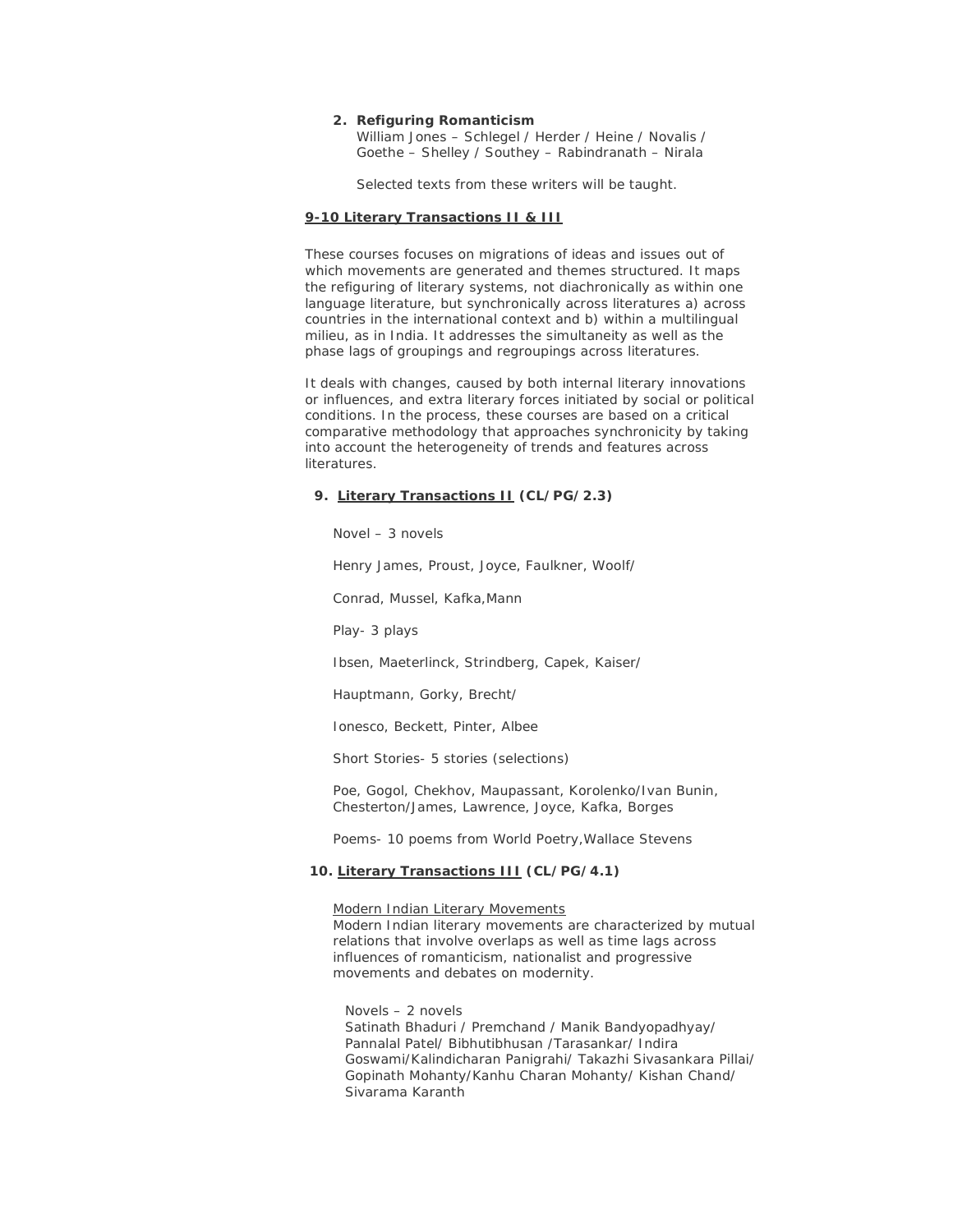2. **Refiguring Romanticism**

   William Jones – Schlegel / Herder / Heine / Novalis / Goethe – Shelley / Southey – Rabindranath – Nirala

   Selected texts from these writers will be taught.

**9-10 Literary Transactions II & III**

These courses focuses on migrations of ideas and issues out of which movements are generated and themes structured. It maps the refiguring of literary systems, not diachronically as within one language literature, but synchronically across literatures a) across countries in the international context and b) within a multilingual milieu, as in India. It addresses the simultaneity as well as the phase lags of groupings and regroupings across literatures.

It deals with changes, caused by both internal literary innovations or influences, and extra literary forces initiated by social or political conditions. In the process, these courses are based on a critical comparative methodology that approaches synchronicity by taking into account the heterogeneity of trends and features across literatures.

9. **Literary Transactions II (CL/PG/2.3)**

   Novel – 3 novels

   Henry James, Proust, Joyce, Faulkner, Woolf/

   Conrad, Mussel, Kafka,Mann

   Play- 3 plays

   Ibsen, Maeterlinck, Strindberg, Capek, Kaiser/

   Hauptmann, Gorky, Brecht/

   Ionesco, Beckett, Pinter, Albee

   Short Stories- 5 stories (selections)

   Poe, Gogol, Chekhov, Maupassant, Korolenko/Ivan Bunin, Chesterton/James, Lawrence, Joyce, Kafka, Borges

   Poems- 10 poems from World Poetry,Wallace Stevens

10. **Literary Transactions III (CL/PG/4.1)**

    Modern Indian Literary Movements

    Modern Indian literary movements are characterized by mutual relations that involve overlaps as well as time lags across influences of romanticism, nationalist and progressive movements and debates on modernity.

    Novels – 2 novels

    Satinath Bhaduri / Premchand / Manik Bandyopadhyay/ Pannalal Patel/ Bibhutibhusan /Tarasankar/ Indira Goswami/Kalindicharan Panigrahi/ Takazhi Sivasankara Pillai/ Gopinath Mohanty/Kanhu Charan Mohanty/ Kishan Chand/ Sivarama Karanth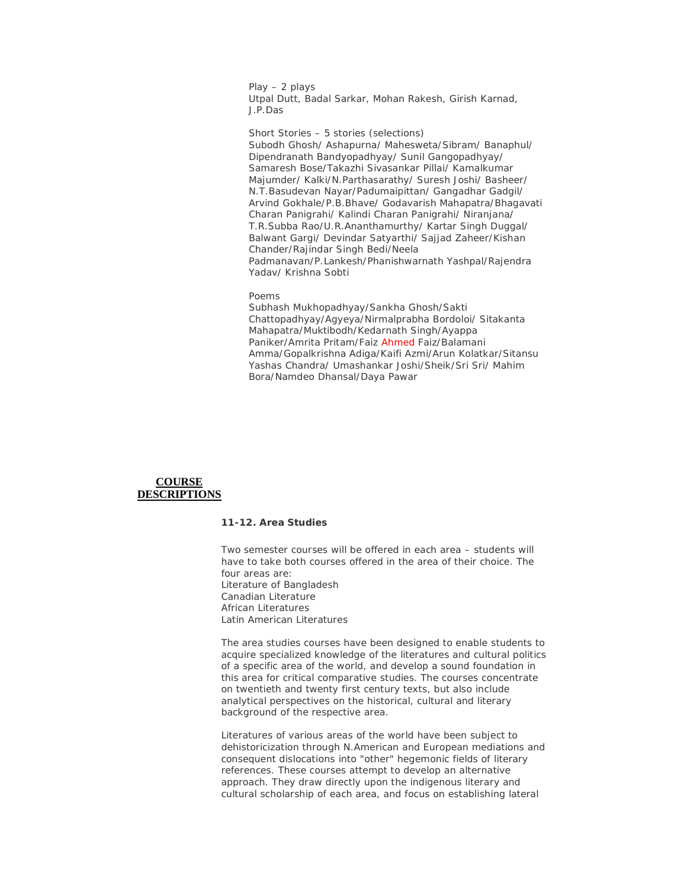Play – 2 plays
Utpal Dutt, Badal Sarkar, Mohan Rakesh, Girish Karnad, J.P.Das

Short Stories – 5 stories (selections)
Subodh Ghosh/ Ashapurna/ Mahesweta/Sibram/ Banaphul/ Dipendranath Bandyopadhyay/ Sunil Gangopadhyay/ Samaresh Bose/Takazhi Sivasankar Pillai/ Kamalkumar Majumder/ Kalki/N.Parthasarathy/ Suresh Joshi/ Basheer/ N.T.Basudevan Nayar/Padumaipittan/ Gangadhar Gadgil/ Arvind Gokhale/P.B.Bhave/ Godavarish Mahapatra/Bhagavati Charan Panigrahi/ Kalindi Charan Panigrahi/ Niranjana/ T.R.Subba Rao/U.R.Ananthamurthy/ Kartar Singh Duggal/ Balwant Gargi/ Devindar Satyarthi/ Sajjad Zaheer/Kishan Chander/Rajindar Singh Bedi/Neela Padmanavan/P.Lankesh/Phanishwarnath Yashpal/Rajendra Yadav/ Krishna Sobti

Poems
Subhash Mukhopadhyay/Sankha Ghosh/Sakti Chattopadhyay/Agyeya/Nirmalprabha Bordoloi/ Sitakanta Mahapatra/Muktibodh/Kedarnath Singh/Ayappa Paniker/Amrita Pritam/Faiz Ahmed Faiz/Balamani Amma/Gopalkrishna Adiga/Kaifi Azmi/Arun Kolatkar/Sitansu Yashas Chandra/ Umashankar Joshi/Sheik/Sri Sri/ Mahim Bora/Namdeo Dhansal/Daya Pawar

## COURSE DESCRIPTIONS

**11-12. Area Studies**

Two semester courses will be offered in each area – students will have to take both courses offered in the area of their choice. The four areas are:
Literature of Bangladesh
Canadian Literature
African Literatures
Latin American Literatures

The area studies courses have been designed to enable students to acquire specialized knowledge of the literatures and cultural politics of a specific area of the world, and develop a sound foundation in this area for critical comparative studies. The courses concentrate on twentieth and twenty first century texts, but also include analytical perspectives on the historical, cultural and literary background of the respective area.

Literatures of various areas of the world have been subject to dehistoricization through N.American and European mediations and consequent dislocations into "other" hegemonic fields of literary references. These courses attempt to develop an alternative approach. They draw directly upon the indigenous literary and cultural scholarship of each area, and focus on establishing lateral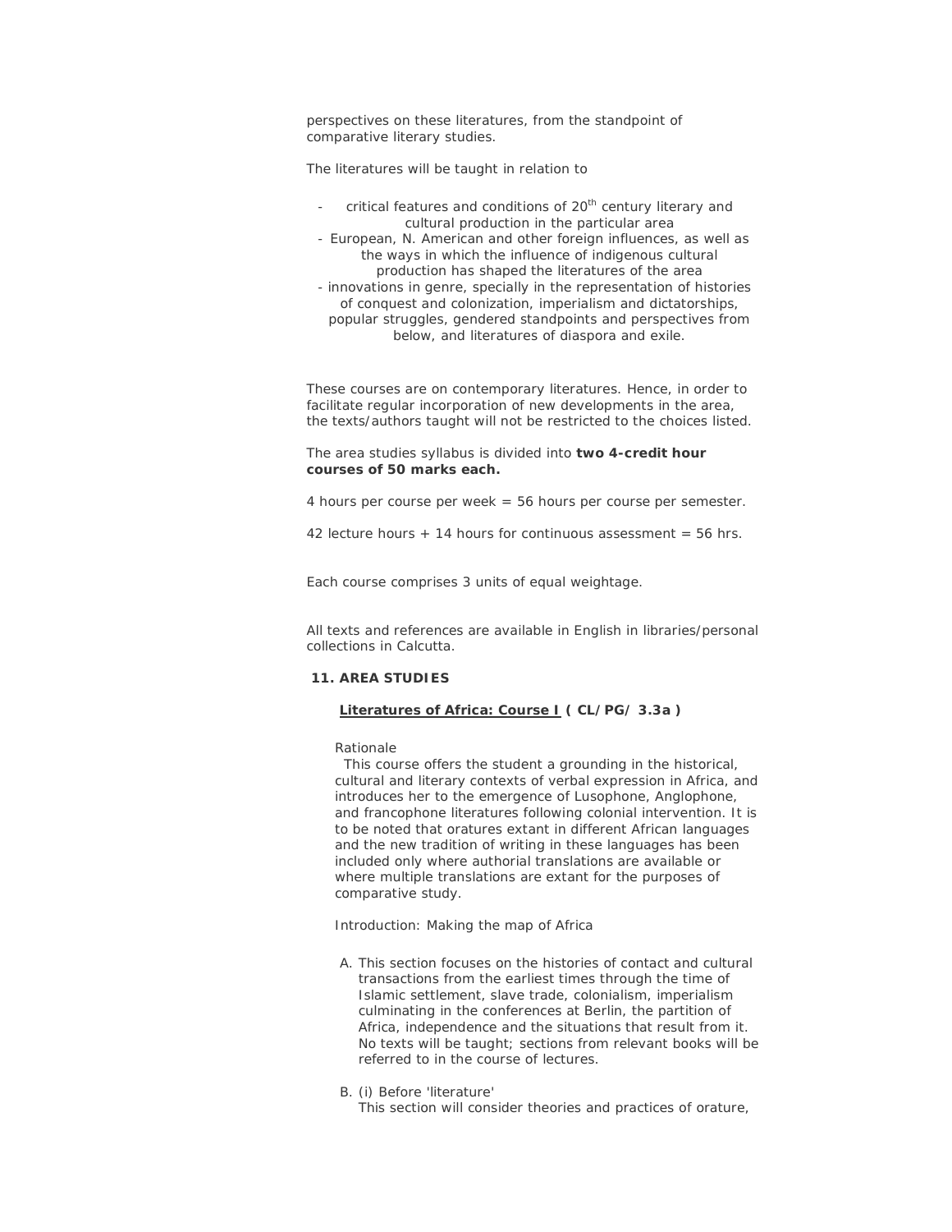perspectives on these literatures, from the standpoint of comparative literary studies.

The literatures will be taught in relation to

- critical features and conditions of 20th century literary and cultural production in the particular area
- European, N. American and other foreign influences, as well as the ways in which the influence of indigenous cultural production has shaped the literatures of the area
- innovations in genre, specially in the representation of histories of conquest and colonization, imperialism and dictatorships, popular struggles, gendered standpoints and perspectives from below, and literatures of diaspora and exile.

These courses are on contemporary literatures. Hence, in order to facilitate regular incorporation of new developments in the area, the texts/authors taught will not be restricted to the choices listed.

The area studies syllabus is divided into **two 4-credit hour courses of 50 marks each.**

4 hours per course per week = 56 hours per course per semester.

42 lecture hours + 14 hours for continuous assessment = 56 hrs.

Each course comprises 3 units of equal weightage.

All texts and references are available in English in libraries/personal collections in Calcutta.

## 11. AREA STUDIES

### <u>Literatures of Africa: Course I</u> ( CL/PG/ 3.3a )

Rationale

This course offers the student a grounding in the historical, cultural and literary contexts of verbal expression in Africa, and introduces her to the emergence of Lusophone, Anglophone, and francophone literatures following colonial intervention. It is to be noted that oratures extant in different African languages and the new tradition of writing in these languages has been included only where authorial translations are available or where multiple translations are extant for the purposes of comparative study.

Introduction: Making the map of Africa

A. This section focuses on the histories of contact and cultural transactions from the earliest times through the time of Islamic settlement, slave trade, colonialism, imperialism culminating in the conferences at Berlin, the partition of Africa, independence and the situations that result from it. No texts will be taught; sections from relevant books will be referred to in the course of lectures.

B. (i) Before 'literature'
This section will consider theories and practices of orature,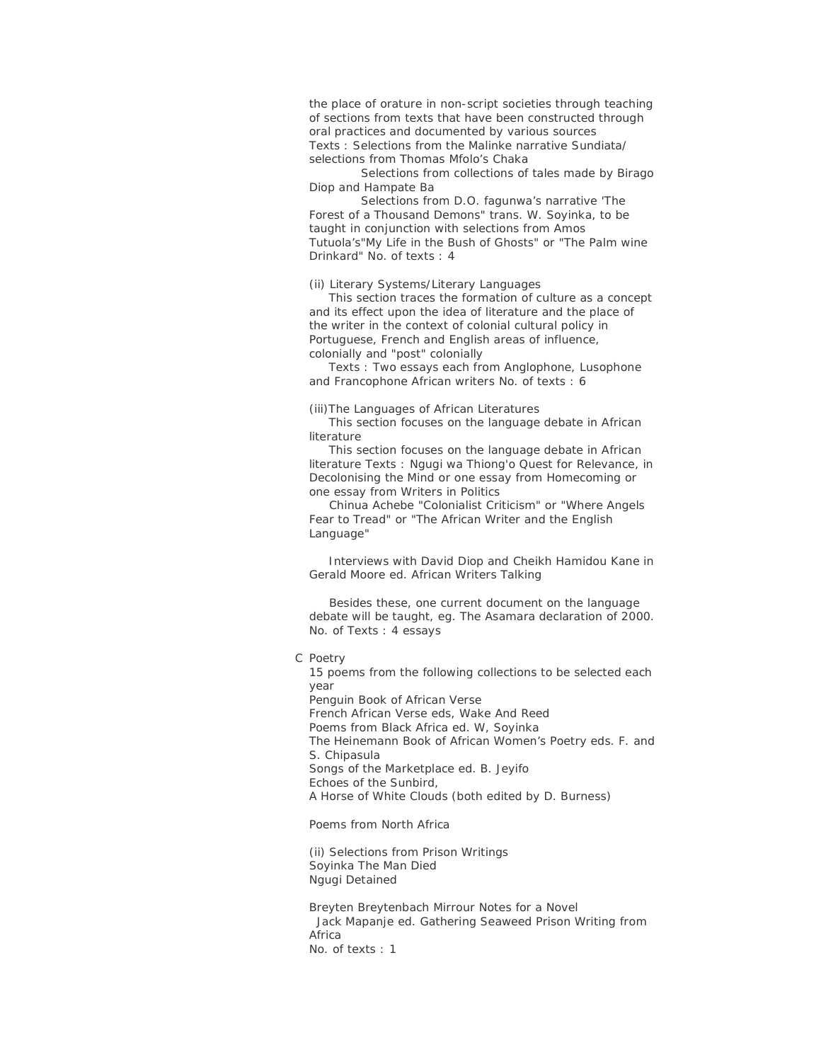the place of orature in non-script societies through teaching of sections from texts that have been constructed through oral practices and documented by various sources

Texts : Selections from the Malinke narrative Sundiata/ selections from Thomas Mfolo's Chaka

Selections from collections of tales made by Birago Diop and Hampate Ba

Selections from D.O. fagunwa's narrative 'The Forest of a Thousand Demons" trans. W. Soyinka, to be taught in conjunction with selections from Amos Tutuola's"My Life in the Bush of Ghosts" or "The Palm wine Drinkard" No. of texts : 4

(ii) Literary Systems/Literary Languages

This section traces the formation of culture as a concept and its effect upon the idea of literature and the place of the writer in the context of colonial cultural policy in Portuguese, French and English areas of influence, colonially and "post" colonially

Texts : Two essays each from Anglophone, Lusophone and Francophone African writers No. of texts : 6

(iii)The Languages of African Literatures

This section focuses on the language debate in African literature

This section focuses on the language debate in African literature Texts : Ngugi wa Thiong'o Quest for Relevance, in Decolonising the Mind or one essay from Homecoming or one essay from Writers in Politics

Chinua Achebe "Colonialist Criticism" or "Where Angels Fear to Tread" or "The African Writer and the English Language"

Interviews with David Diop and Cheikh Hamidou Kane in Gerald Moore ed. African Writers Talking

Besides these, one current document on the language debate will be taught, eg. The Asamara declaration of 2000. No. of Texts : 4 essays

C Poetry

15 poems from the following collections to be selected each year

Penguin Book of African Verse
French African Verse eds, Wake And Reed
Poems from Black Africa ed. W, Soyinka
The Heinemann Book of African Women's Poetry eds. F. and S. Chipasula
Songs of the Marketplace ed. B. Jeyifo
Echoes of the Sunbird,
A Horse of White Clouds (both edited by D. Burness)

Poems from North Africa

(ii) Selections from Prison Writings
Soyinka The Man Died
Ngugi Detained

Breyten Breytenbach Mirrour Notes for a Novel
Jack Mapanje ed. Gathering Seaweed Prison Writing from Africa
No. of texts : 1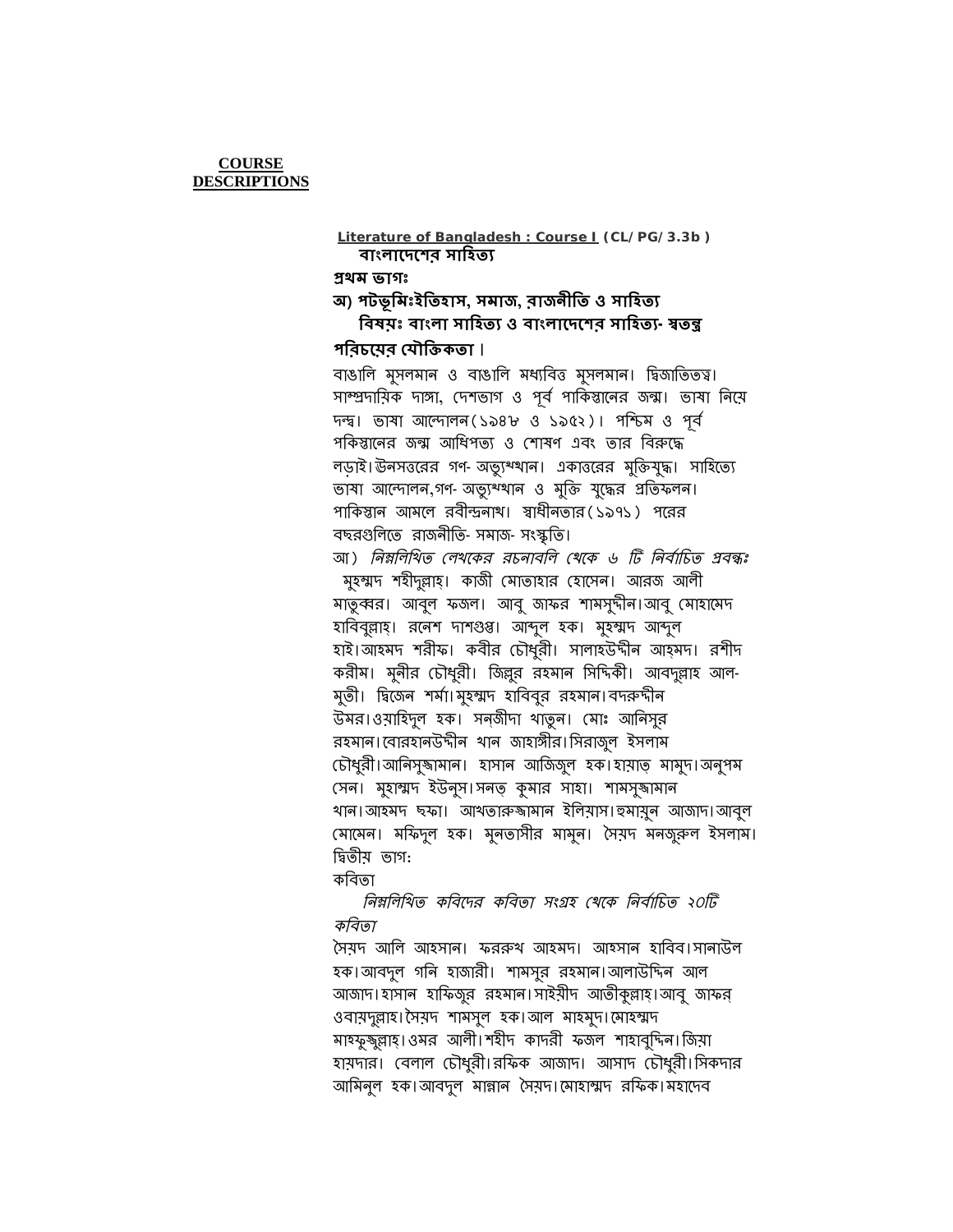**COURSE DESCRIPTIONS**

**Literature of Bangladesh : Course I (CL/PG/3.3b)**

**বাংলাদেশের সাহিত্য**

**প্রথম ভাগঃ**

**অ) পটভূমিঃইতিহাস, সমাজ, রাজনীতি ও সাহিত্য**

**বিষয়ঃ বাংলা সাহিত্য ও বাংলাদেশের সাহিত্য- স্বতন্ত্র পরিচয়ের যৌক্তিকতা।**

বাঙালি মুসলমান ও বাঙালি মধ্যবিত্ত মুসলমান। দ্বিজাতিতত্ব। সাম্প্রদায়িক দাঙ্গা, দেশভাগ ও পূর্ব পাকিস্তানের জন্ম। ভাষা নিয়ে দন্দ্ব। ভাষা আন্দোলন(১৯৪৮ ও ১৯৫২)। পশ্চিম ও পূর্ব পকিস্তানের জন্ম আধিপত্য ও শোষণ এবং তার বিরুদ্ধে লড়াই।ঊনসত্তরের গণ- অভ্যুত্থান। একাত্তরের মুক্তিযুদ্ধ। সাহিত্যে ভাষা আন্দোলন,গণ- অভ্যুত্থান ও মুক্তি যুদ্ধের প্রতিফলন। পাকিস্তান আমলে রবীন্দ্রনাথ। স্বাধীনতার(১৯৭১) পরের বছরগুলিতে রাজনীতি- সমাজ- সংস্কৃতি।

আ) *নিম্নলিখিত লেখকের রচনাবলি থেকে ৬ টি নির্বাচিত প্রবন্ধঃ*

মুহম্মদ শহীদুল্লাহ্। কাজী মোতাহার হোসেন। আরজ আলী মাতুব্বর। আবুল ফজল। আবু জাফর শামসুদ্দীন।আবু মোহামেদ হাবিবুল্লাহ। রনেশ দাশগুপ্ত। আব্দুল হক। মুহম্মদ আব্দুল হাই।আহমদ শরীফ। কবীর চৌধুরী। সালাহউদ্দীন আহমদ। রশীদ করীম। মুনীর চৌধুরী। জিল্লুর রহমান সিদ্দিকী। আবদুল্লাহ আল- মুতী। দ্বিজেন শর্মা।মুহম্মদ হাবিবুর রহমান।বদরুদ্দীন উমর।ওয়াহিদুল হক। সন্‌জীদা খাতুন। মোঃ আনিসুর রহমান।বোরহানউদ্দীন খান জাহাঙ্গীর।সিরাজুল ইসলাম চৌধুরী।আনিসুজ্জামান। হাসান আজিজুল হক।হায়াত্‌ মামুদ।অনুপম সেন। মুহাম্মদ ইউনুস।সনত্‌ কুমার সাহা। শামসুজ্জামান খান।আহমদ ছফা। আখতারুজ্জামান ইলিয়াস।হুমায়ুন আজাদ।আবুল মোমেন। মফিদুল হক। মুনতাসীর মামুন। সৈয়দ মনজুরুল ইসলাম।

দ্বিতীয় ভাগ:

কবিতা

*নিম্নলিখিত কবিদের কবিতা সংগ্রহ থেকে নির্বাচিত ২০টি কবিতা*

সৈয়দ আলি আহসান। ফররুখ আহমদ। আহসান হাবিব।সানাউল হক।আবদুল গনি হাজারী। শামসুর রহমান।আলাউদ্দিন আল আজাদ।হাসান হাফিজুর রহমান।সাইয়ীদ আতীকুল্লাহ।আবু জাফর ওবায়দুল্লাহ।সৈয়দ শামসুল হক।আল মাহমুদ।মোহম্মদ মাহফুজুল্লাহ।ওমর আলী।শহীদ কাদরী ফজল শাহাবুদ্দিন।জিয়া হায়দার। বেলাল চৌধুরী।রফিক আজাদ। আসাদ চৌধুরী।সিকদার আমিনুল হক।আবদুল মান্নান সৈয়দ।মোহাম্মদ রফিক।মহাদেব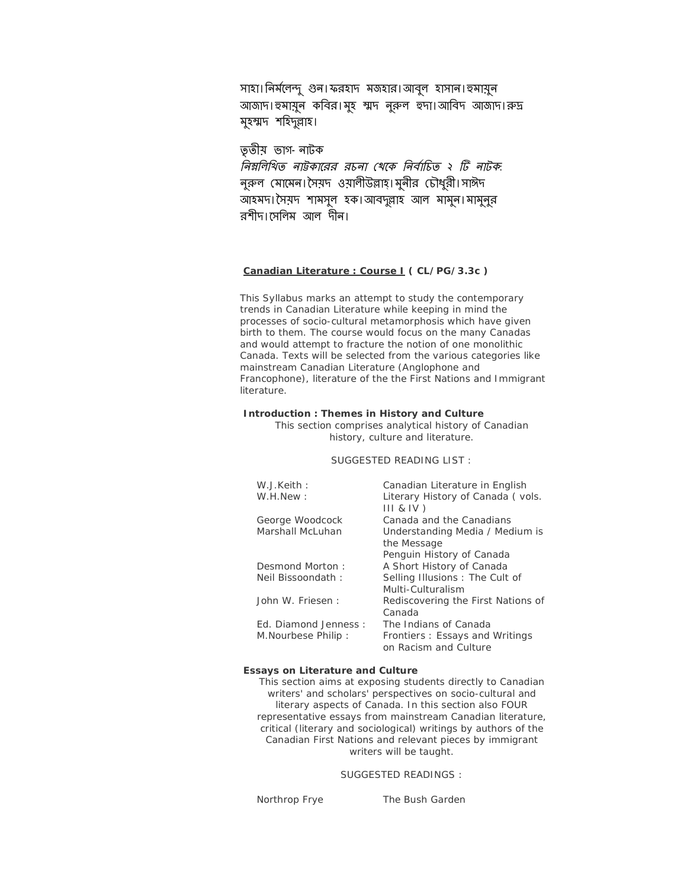সাহা।নির্মলেন্দু গুন।ফরহাদ মজহার।আবুল হাসান।হুমায়ুন আজাদ।হুমায়ুন কবির।মুহ ম্মদ নুরুল হুদা।আবিদ আজাদ।রুদ্র মুহম্মদ শহিদুল্লাহ।

তৃতীয় ভাগ- নাটক

*নিম্নলিখিত নাট্যকারের রচনা থেকে নির্বাচিত ২ টি নাটক:*

নুরুল মোমেন।সৈয়দ ওয়ালীউল্লাহ্।মুনীর চৌধুরী।সাঈদ আহমদ।সৈয়দ শামসুল হক।আবদুল্লাহ আল মামুন।মামুনুর রশীদ।সেলিম আল দীন।

## Canadian Literature : Course I ( CL/PG/3.3c )

This Syllabus marks an attempt to study the contemporary trends in Canadian Literature while keeping in mind the processes of socio-cultural metamorphosis which have given birth to them. The course would focus on the many Canadas and would attempt to fracture the notion of one monolithic Canada. Texts will be selected from the various categories like mainstream Canadian Literature (Anglophone and Francophone), literature of the the First Nations and Immigrant literature.

### Introduction : Themes in History and Culture

This section comprises analytical history of Canadian history, culture and literature.

SUGGESTED READING LIST :

| | |
|---|---|
| W.J.Keith : | Canadian Literature in English |
| W.H.New : | Literary History of Canada ( vols. III & IV ) |
| George Woodcock | Canada and the Canadians |
| Marshall McLuhan | Understanding Media / Medium is the Message |
| | Penguin History of Canada |
| Desmond Morton : | A Short History of Canada |
| Neil Bissoondath : | Selling Illusions : The Cult of Multi-Culturalism |
| John W. Friesen : | Rediscovering the First Nations of Canada |
| Ed. Diamond Jenness : | The Indians of Canada |
| M.Nourbese Philip : | Frontiers : Essays and Writings on Racism and Culture |

### Essays on Literature and Culture

This section aims at exposing students directly to Canadian writers' and scholars' perspectives on socio-cultural and literary aspects of Canada. In this section also FOUR representative essays from mainstream Canadian literature, critical (literary and sociological) writings by authors of the Canadian First Nations and relevant pieces by immigrant writers will be taught.

SUGGESTED READINGS :

| | |
|---|---|
| Northrop Frye | The Bush Garden |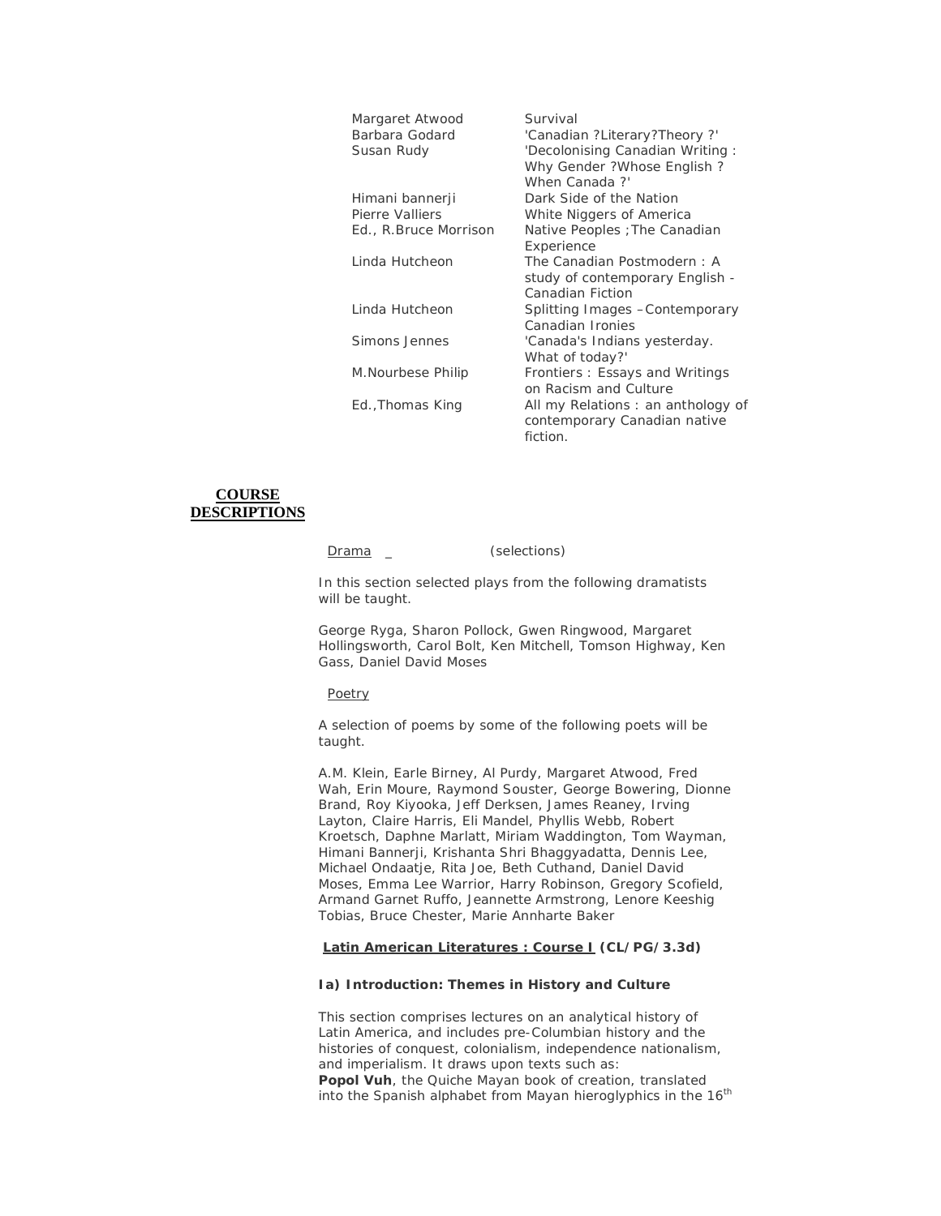| | |
|---|---|
| Margaret Atwood | Survival |
| Barbara Godard | 'Canadian ?Literary?Theory ?' |
| Susan Rudy | 'Decolonising Canadian Writing : Why Gender ?Whose English ? When Canada ?' |
| Himani bannerji | Dark Side of the Nation |
| Pierre Valliers | White Niggers of America |
| Ed., R.Bruce Morrison | Native Peoples ;The Canadian Experience |
| Linda Hutcheon | The Canadian Postmodern : A study of contemporary English - Canadian Fiction |
| Linda Hutcheon | Splitting Images –Contemporary Canadian Ironies |
| Simons Jennes | 'Canada's Indians yesterday. What of today?' |
| M.Nourbese Philip | Frontiers : Essays and Writings on Racism and Culture |
| Ed.,Thomas King | All my Relations : an anthology of contemporary Canadian native fiction. |

## COURSE DESCRIPTIONS

Drama _ (selections)

In this section selected plays from the following dramatists will be taught.

George Ryga, Sharon Pollock, Gwen Ringwood, Margaret Hollingsworth, Carol Bolt, Ken Mitchell, Tomson Highway, Ken Gass, Daniel David Moses

Poetry

A selection of poems by some of the following poets will be taught.

A.M. Klein, Earle Birney, Al Purdy, Margaret Atwood, Fred Wah, Erin Moure, Raymond Souster, George Bowering, Dionne Brand, Roy Kiyooka, Jeff Derksen, James Reaney, Irving Layton, Claire Harris, Eli Mandel, Phyllis Webb, Robert Kroetsch, Daphne Marlatt, Miriam Waddington, Tom Wayman, Himani Bannerji, Krishanta Shri Bhaggyadatta, Dennis Lee, Michael Ondaatje, Rita Joe, Beth Cuthand, Daniel David Moses, Emma Lee Warrior, Harry Robinson, Gregory Scofield, Armand Garnet Ruffo, Jeannette Armstrong, Lenore Keeshig Tobias, Bruce Chester, Marie Annharte Baker

### Latin American Literatures : Course I (CL/PG/3.3d)

**Ia) Introduction: Themes in History and Culture**

This section comprises lectures on an analytical history of Latin America, and includes pre-Columbian history and the histories of conquest, colonialism, independence nationalism, and imperialism. It draws upon texts such as:
**Popol Vuh**, the Quiche Mayan book of creation, translated into the Spanish alphabet from Mayan hieroglyphics in the 16th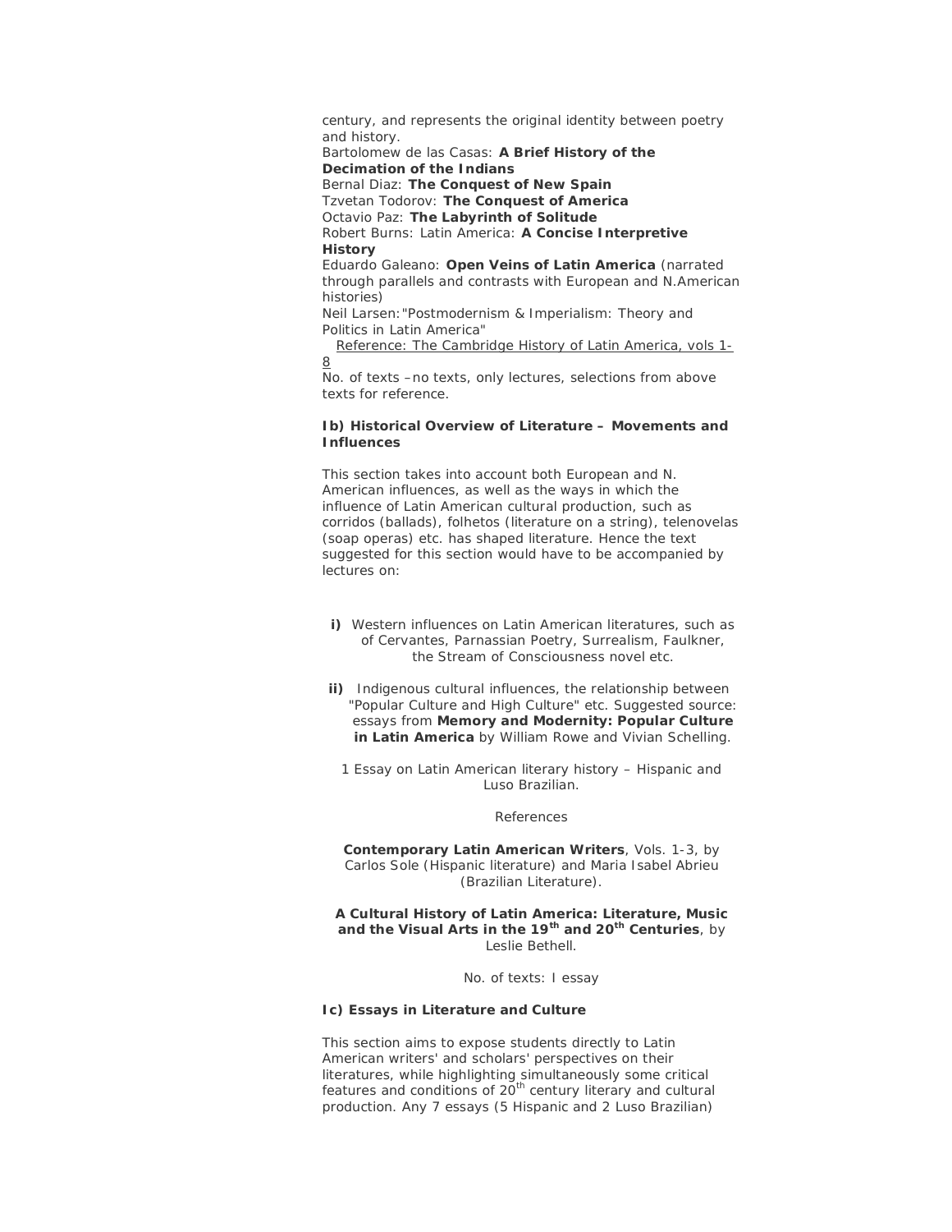century, and represents the original identity between poetry and history.

Bartolomew de las Casas: **A Brief History of the Decimation of the Indians**
Bernal Diaz: **The Conquest of New Spain**
Tzvetan Todorov: **The Conquest of America**
Octavio Paz: **The Labyrinth of Solitude**
Robert Burns: Latin America: **A Concise Interpretive History**
Eduardo Galeano: **Open Veins of Latin America** (narrated through parallels and contrasts with European and N.American histories)
Neil Larsen:"Postmodernism & Imperialism: Theory and Politics in Latin America"

Reference: The Cambridge History of Latin America, vols 1-8

No. of texts –no texts, only lectures, selections from above texts for reference.

**Ib) Historical Overview of Literature – Movements and Influences**

This section takes into account both European and N. American influences, as well as the ways in which the influence of Latin American cultural production, such as corridos (ballads), folhetos (literature on a string), telenovelas (soap operas) etc. has shaped literature. Hence the text suggested for this section would have to be accompanied by lectures on:

**i)** Western influences on Latin American literatures, such as of Cervantes, Parnassian Poetry, Surrealism, Faulkner, the Stream of Consciousness novel etc.

**ii)** Indigenous cultural influences, the relationship between "Popular Culture and High Culture" etc. Suggested source: essays from **Memory and Modernity: Popular Culture in Latin America** by William Rowe and Vivian Schelling.

1 Essay on Latin American literary history – Hispanic and Luso Brazilian.

References

**Contemporary Latin American Writers**, Vols. 1-3, by Carlos Sole (Hispanic literature) and Maria Isabel Abrieu (Brazilian Literature).

**A Cultural History of Latin America: Literature, Music and the Visual Arts in the 19th and 20th Centuries**, by Leslie Bethell.

No. of texts: I essay

**Ic) Essays in Literature and Culture**

This section aims to expose students directly to Latin American writers' and scholars' perspectives on their literatures, while highlighting simultaneously some critical features and conditions of 20th century literary and cultural production. Any 7 essays (5 Hispanic and 2 Luso Brazilian)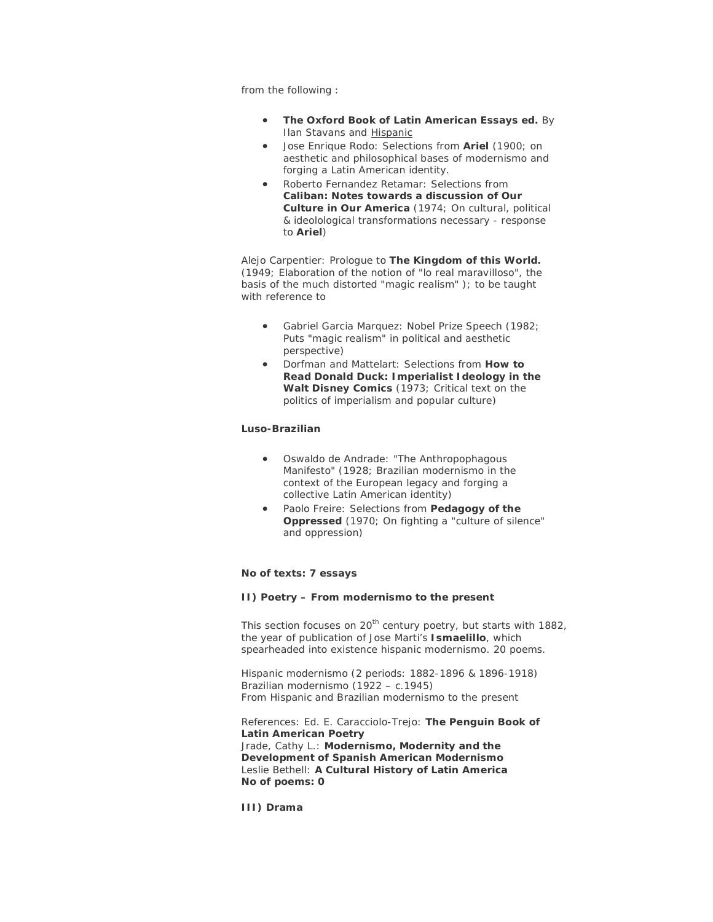from the following :

- **The Oxford Book of Latin American Essays ed.** By Ilan Stavans and Hispanic
- Jose Enrique Rodo: Selections from **Ariel** (1900; on aesthetic and philosophical bases of modernismo and forging a Latin American identity.
- Roberto Fernandez Retamar: Selections from **Caliban: Notes towards a discussion of Our Culture in Our America** (1974; On cultural, political & ideolological transformations necessary - response to **Ariel**)

Alejo Carpentier: Prologue to **The Kingdom of this World.** (1949; Elaboration of the notion of "lo real maravilloso", the basis of the much distorted "magic realism" ); to be taught with reference to

- Gabriel Garcia Marquez: Nobel Prize Speech (1982; Puts "magic realism" in political and aesthetic perspective)
- Dorfman and Mattelart: Selections from **How to Read Donald Duck: Imperialist Ideology in the Walt Disney Comics** (1973; Critical text on the politics of imperialism and popular culture)

**Luso-Brazilian**

- Oswaldo de Andrade: "The Anthropophagous Manifesto" (1928; Brazilian modernismo in the context of the European legacy and forging a collective Latin American identity)
- Paolo Freire: Selections from **Pedagogy of the Oppressed** (1970; On fighting a "culture of silence" and oppression)

**No of texts: 7 essays**

**II) Poetry – From modernismo to the present**

This section focuses on 20th century poetry, but starts with 1882, the year of publication of Jose Marti's **Ismaelillo**, which spearheaded into existence hispanic modernismo. 20 poems.

Hispanic modernismo (2 periods: 1882-1896 & 1896-1918)
Brazilian modernismo (1922 – c.1945)
From Hispanic and Brazilian modernismo to the present

References: Ed. E. Caracciolo-Trejo: **The Penguin Book of Latin American Poetry**
Jrade, Cathy L.: **Modernismo, Modernity and the Development of Spanish American Modernismo**
Leslie Bethell: **A Cultural History of Latin America**
**No of poems: 0**

**III) Drama**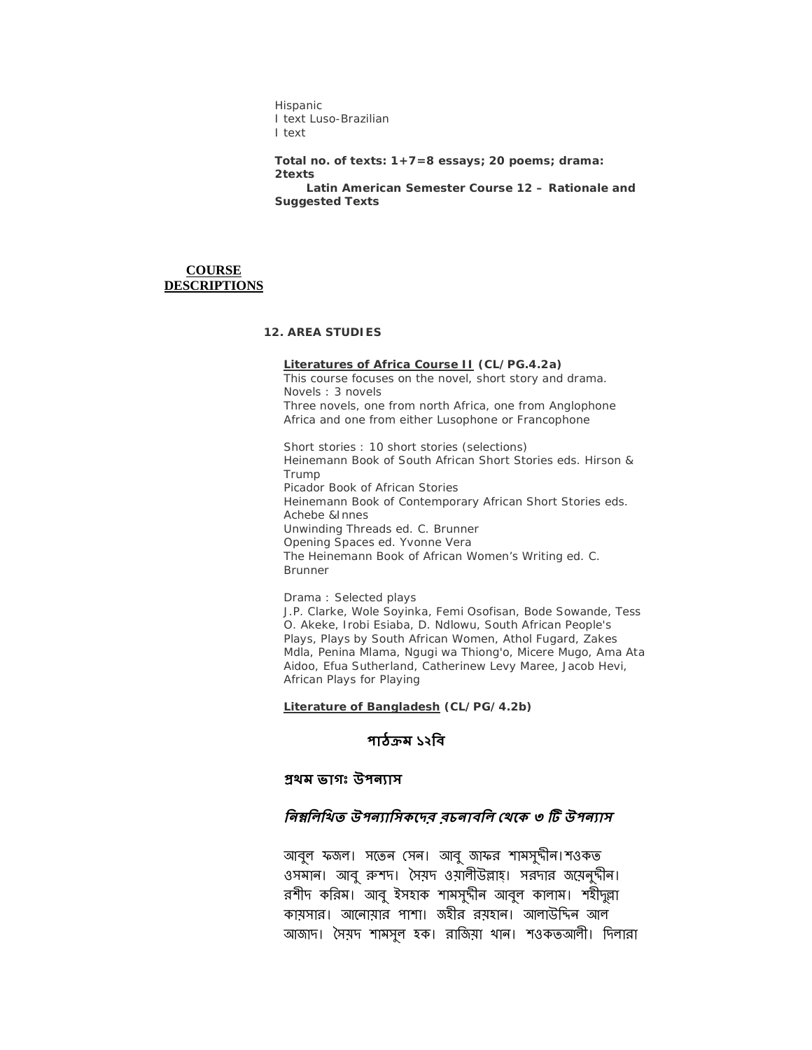Hispanic
I text Luso-Brazilian
I text

**Total no. of texts: 1+7=8 essays; 20 poems; drama: 2texts**
**Latin American Semester Course 12 – Rationale and Suggested Texts**

## COURSE DESCRIPTIONS

### 12. AREA STUDIES

**Literatures of Africa Course II (CL/PG.4.2a)**

This course focuses on the novel, short story and drama.
Novels : 3 novels
Three novels, one from north Africa, one from Anglophone Africa and one from either Lusophone or Francophone

Short stories : 10 short stories (selections)
Heinemann Book of South African Short Stories eds. Hirson & Trump
Picador Book of African Stories
Heinemann Book of Contemporary African Short Stories eds. Achebe &Innes
Unwinding Threads ed. C. Brunner
Opening Spaces ed. Yvonne Vera
The Heinemann Book of African Women's Writing ed. C. Brunner

Drama : Selected plays
J.P. Clarke, Wole Soyinka, Femi Osofisan, Bode Sowande, Tess O. Akeke, Irobi Esiaba, D. Ndlowu, South African People's Plays, Plays by South African Women, Athol Fugard, Zakes Mdla, Penina Mlama, Ngugi wa Thiong'o, Micere Mugo, Ama Ata Aidoo, Efua Sutherland, Catherinew Levy Maree, Jacob Hevi, African Plays for Playing

**Literature of Bangladesh (CL/PG/4.2b)**

**পাঠক্রম ১২বি**

**প্রথম ভাগঃ উপন্যাস**

***নিম্নলিখিত উপন্যাসিকদের রচনাবলি থেকে ৩ টি উপন্যাস***

আবুল ফজল। সত্যেন সেন। আবু জাফর শামসুদ্দীন।শওকত ওসমান। আবু রুশদ। সৈয়দ ওয়ালীউল্লাহ। সরদার জয়েনুদ্দীন। রশীদ করিম। আবু ইসহাক শামসুদ্দীন আবুল কালাম। শহীদুল্লা কায়সার। আনোয়ার পাশা। জহীর রয়হান। আলাউদ্দিন আল আজাদ। সৈয়দ শামসুল হক। রাজিয়া খান। শওকতআলী। দিলারা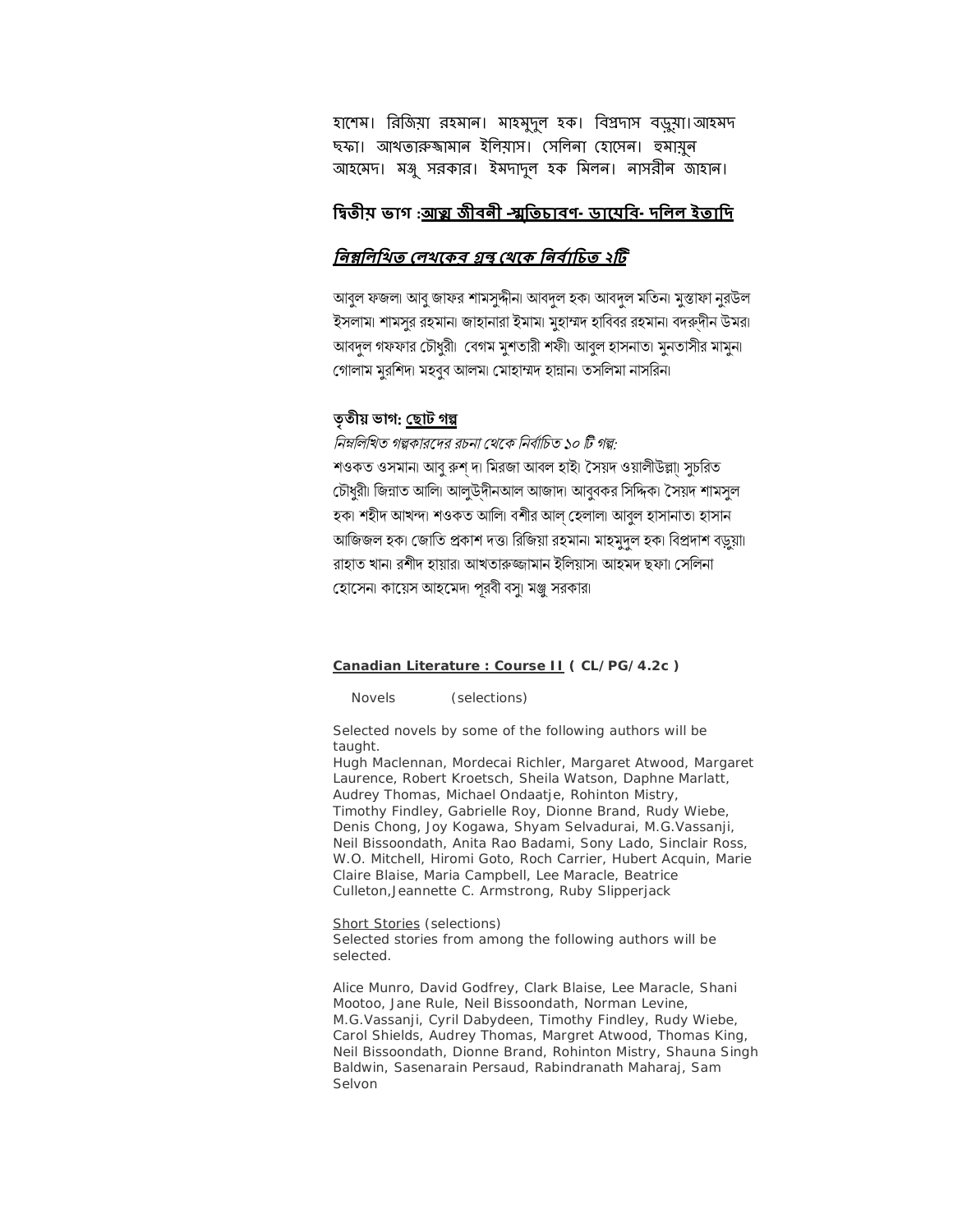হাশেম। রিজিয়া রহমান। মাহমুদুল হক। বিপ্রদাস বড়ুয়া।আহমদ ছফা। আখতারুজ্জামান ইলিয়াস। সেলিনা হোসেন। হুমায়ুন আহমেদ। মঞ্জু সরকার। ইমদাদুল হক মিলন। নাসরীন জাহান।

## দ্বিতীয় ভাগ :<u>আত্ম জীবনী -স্মৃতিচারণ- ডায়েরি- দলিল ইত্যাদি</u>

***<u>নিম্নলিখিত লেখকের গ্রন্থ থেকে নির্বাচিত ২টি</u>***

আবুল ফজল। আবু জাফর শামসুদ্দীন। আবদুল হক। আবদুল মতিন। মুস্তাফা নুরউল ইসলাম। শামসুর রহমান। জাহানারা ইমাম। মুহাম্মদ হাবিবর রহমান। বদরুদ্দীন উমর। আবদুল গফফার চৌধুরী। বেগম মুশতারী শফী। আবুল হাসনাত। মুনতাসীর মামুন। গোলাম মুরশিদ। মহবুব আলম। মোহাম্মদ হান্নান। তসলিমা নাসরিন।

## তৃতীয় ভাগ: <u>ছোট গল্প</u>

*নিম্নলিখিত গল্পকারদের রচনা থেকে নির্বাচিত ১০ টি গল্প:*
শওকত ওসমান। আবু রুশ্ দ। মিরজা আবল হাই। সৈয়দ ওয়ালীউল্লা। সুচরিত চৌধুরী। জিন্নাত আলি। আলুউদ্দীনআল আজাদ। আবুবকর সিদ্দিক। সৈয়দ শামসুল হক। শহীদ আখন্দ। শওকত আলি। বশীর আল্ হেলাল। আবুল হাসানাত। হাসান আজিজল হক। জোতি প্রকাশ দত্ত। রিজিয়া রহমান। মাহমুদুল হক। বিপ্রদাশ বড়ুয়া। রাহাত খান। রশীদ হায়ার। আখতারুজ্জামান ইলিয়াস। আহমদ ছফা। সেলিনা হোসেন। কায়েস আহমেদ। পূরবী বসু। মঞ্জু সরকার।

## <u>Canadian Literature : Course II</u> ( CL/PG/4.2c )

Novels (selections)

Selected novels by some of the following authors will be taught.
Hugh Maclennan, Mordecai Richler, Margaret Atwood, Margaret Laurence, Robert Kroetsch, Sheila Watson, Daphne Marlatt, Audrey Thomas, Michael Ondaatje, Rohinton Mistry, Timothy Findley, Gabrielle Roy, Dionne Brand, Rudy Wiebe, Denis Chong, Joy Kogawa, Shyam Selvadurai, M.G.Vassanji, Neil Bissoondath, Anita Rao Badami, Sony Lado, Sinclair Ross, W.O. Mitchell, Hiromi Goto, Roch Carrier, Hubert Acquin, Marie Claire Blaise, Maria Campbell, Lee Maracle, Beatrice Culleton,Jeannette C. Armstrong, Ruby Slipperjack

<u>Short Stories</u> (selections)
Selected stories from among the following authors will be selected.

Alice Munro, David Godfrey, Clark Blaise, Lee Maracle, Shani Mootoo, Jane Rule, Neil Bissoondath, Norman Levine, M.G.Vassanji, Cyril Dabydeen, Timothy Findley, Rudy Wiebe, Carol Shields, Audrey Thomas, Margret Atwood, Thomas King, Neil Bissoondath, Dionne Brand, Rohinton Mistry, Shauna Singh Baldwin, Sasenarain Persaud, Rabindranath Maharaj, Sam Selvon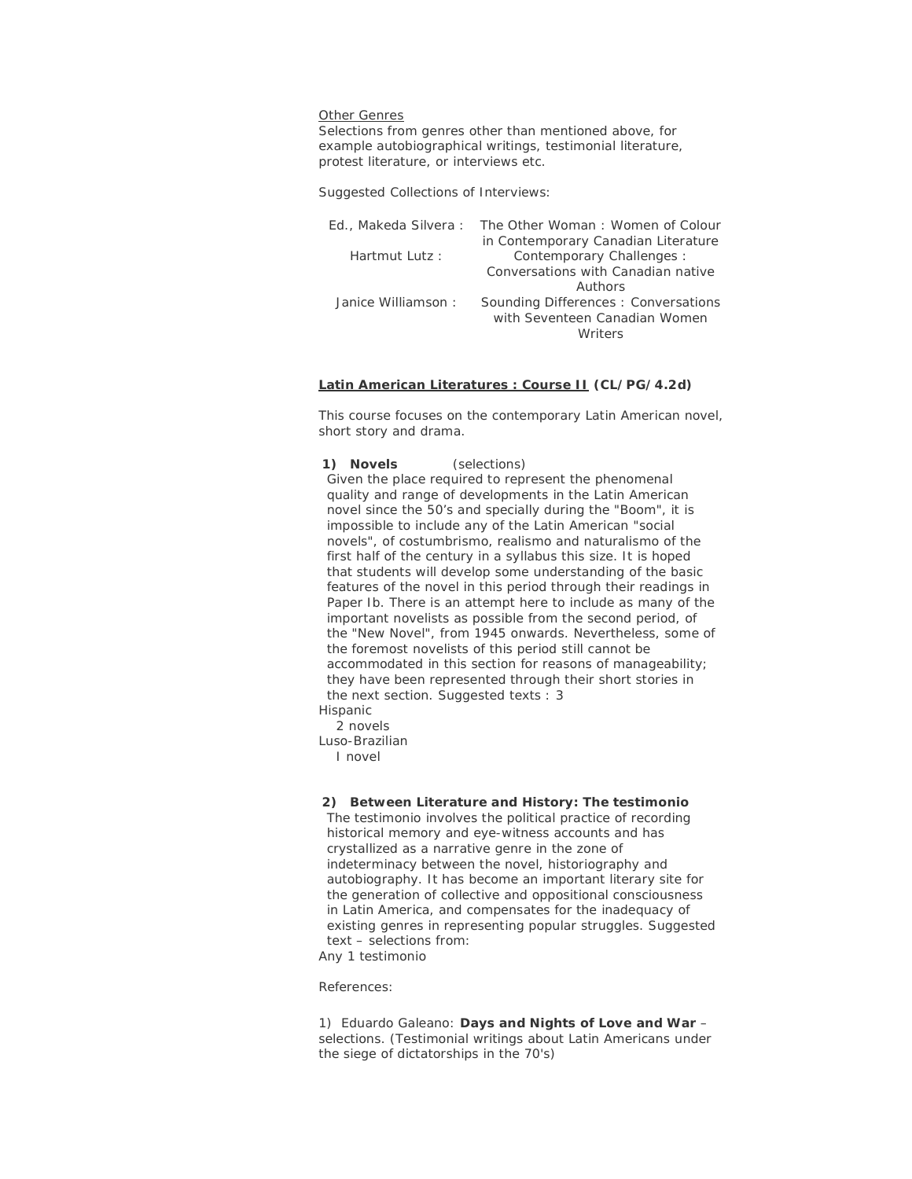<u>Other Genres</u>

Selections from genres other than mentioned above, for example autobiographical writings, testimonial literature, protest literature, or interviews etc.

Suggested Collections of Interviews:

| | |
|---|---|
| Ed., Makeda Silvera : | The Other Woman : Women of Colour in Contemporary Canadian Literature |
| Hartmut Lutz : | Contemporary Challenges : Conversations with Canadian native Authors |
| Janice Williamson : | Sounding Differences : Conversations with Seventeen Canadian Women Writers |

**<u>Latin American Literatures : Course II</u> (CL/PG/4.2d)**

This course focuses on the contemporary Latin American novel, short story and drama.

**1) Novels** *(selections)*

Given the place required to represent the phenomenal quality and range of developments in the Latin American novel since the 50's and specially during the "Boom", it is impossible to include any of the Latin American "social novels", of costumbrismo, realismo and naturalismo of the first half of the century in a syllabus this size. It is hoped that students will develop some understanding of the basic features of the novel in this period through their readings in Paper Ib. There is an attempt here to include as many of the important novelists as possible from the second period, of the "New Novel", from 1945 onwards. Nevertheless, some of the foremost novelists of this period still cannot be accommodated in this section for reasons of manageability; they have been represented through their short stories in the next section. Suggested texts : 3

Hispanic
2 novels

Luso-Brazilian
I novel

**2) Between Literature and History: The testimonio**

The testimonio involves the political practice of recording historical memory and eye-witness accounts and has crystallized as a narrative genre in the zone of indeterminacy between the novel, historiography and autobiography. It has become an important literary site for the generation of collective and oppositional consciousness in Latin America, and compensates for the inadequacy of existing genres in representing popular struggles. Suggested text – selections from:

Any 1 testimonio

References:

1) Eduardo Galeano: **Days and Nights of Love and War** – selections. (Testimonial writings about Latin Americans under the siege of dictatorships in the 70's)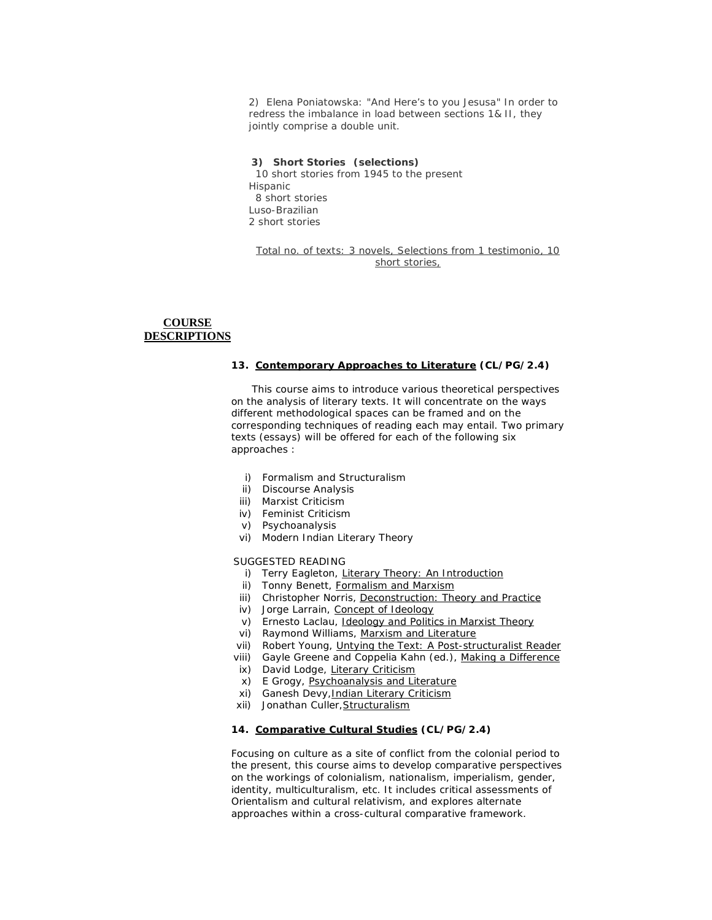2) Elena Poniatowska: "And Here's to you Jesusa" In order to redress the imbalance in load between sections 1& II, they jointly comprise a double unit.

**3) Short Stories (selections)**
10 short stories from 1945 to the present
Hispanic
8 short stories
Luso-Brazilian
2 short stories

Total no. of texts: 3 novels, Selections from 1 testimonio, 10 short stories,

## COURSE DESCRIPTIONS

### 13. Contemporary Approaches to Literature (CL/PG/2.4)

This course aims to introduce various theoretical perspectives on the analysis of literary texts. It will concentrate on the ways different methodological spaces can be framed and on the corresponding techniques of reading each may entail. Two primary texts (essays) will be offered for each of the following six approaches :

i) Formalism and Structuralism
ii) Discourse Analysis
iii) Marxist Criticism
iv) Feminist Criticism
v) Psychoanalysis
vi) Modern Indian Literary Theory

SUGGESTED READING

i) Terry Eagleton, Literary Theory: An Introduction
ii) Tonny Benett, Formalism and Marxism
iii) Christopher Norris, Deconstruction: Theory and Practice
iv) Jorge Larrain, Concept of Ideology
v) Ernesto Laclau, Ideology and Politics in Marxist Theory
vi) Raymond Williams, Marxism and Literature
vii) Robert Young, Untying the Text: A Post-structuralist Reader
viii) Gayle Greene and Coppelia Kahn (ed.), Making a Difference
ix) David Lodge, Literary Criticism
x) E Grogy, Psychoanalysis and Literature
xi) Ganesh Devy, Indian Literary Criticism
xii) Jonathan Culler, Structuralism

### 14. Comparative Cultural Studies (CL/PG/2.4)

Focusing on culture as a site of conflict from the colonial period to the present, this course aims to develop comparative perspectives on the workings of colonialism, nationalism, imperialism, gender, identity, multiculturalism, etc. It includes critical assessments of Orientalism and cultural relativism, and explores alternate approaches within a cross-cultural comparative framework.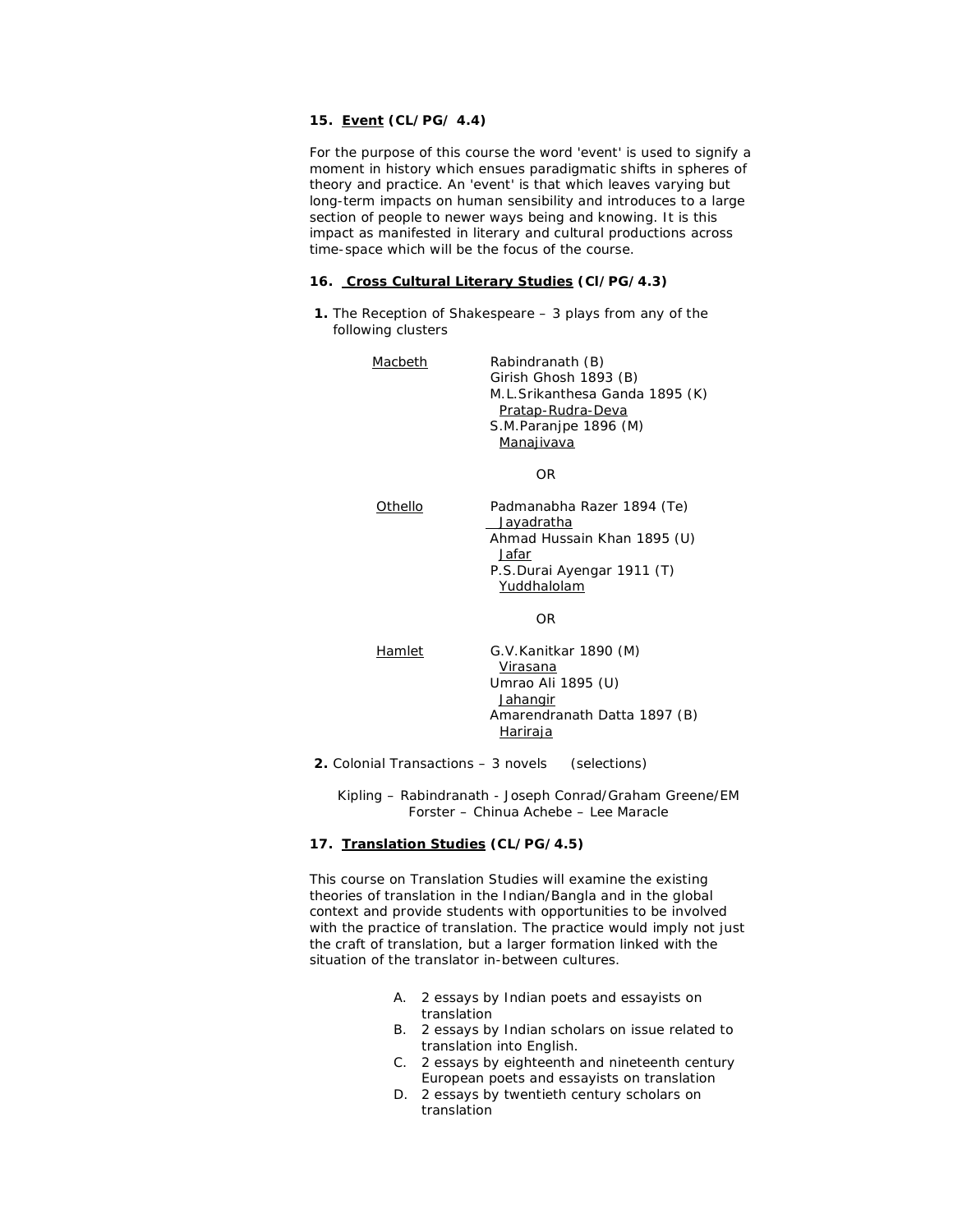### 15. <u>Event</u> (CL/PG/ 4.4)

For the purpose of this course the word 'event' is used to signify a moment in history which ensues paradigmatic shifts in spheres of theory and practice. An 'event' is that which leaves varying but long-term impacts on human sensibility and introduces to a large section of people to newer ways being and knowing. It is this impact as manifested in literary and cultural productions across time-space which will be the focus of the course.

### 16. <u>Cross Cultural Literary Studies</u> (Cl/PG/4.3)

**1.** The Reception of Shakespeare – 3 plays from any of the following clusters

| | |
|---|---|
| <u>Macbeth</u> | Rabindranath (B)<br>Girish Ghosh 1893 (B)<br>M.L.Srikanthesa Ganda 1895 (K)<br><u>Pratap-Rudra-Deva</u><br>S.M.Paranjpe 1896 (M)<br><u>Manajivava</u> |
| | OR |
| <u>Othello</u> | Padmanabha Razer 1894 (Te)<br><u>Jayadratha</u><br>Ahmad Hussain Khan 1895 (U)<br><u>Jafar</u><br>P.S.Durai Ayengar 1911 (T)<br><u>Yuddhalolam</u> |
| | OR |
| <u>Hamlet</u> | G.V.Kanitkar 1890 (M)<br><u>Virasana</u><br>Umrao Ali 1895 (U)<br><u>Jahangir</u><br>Amarendranath Datta 1897 (B)<br><u>Hariraja</u> |

**2.** Colonial Transactions – 3 novels (selections)

Kipling – Rabindranath - Joseph Conrad/Graham Greene/EM Forster – Chinua Achebe – Lee Maracle

### 17. <u>Translation Studies</u> (CL/PG/4.5)

This course on Translation Studies will examine the existing theories of translation in the Indian/Bangla and in the global context and provide students with opportunities to be involved with the practice of translation. The practice would imply not just the craft of translation, but a larger formation linked with the situation of the translator in-between cultures.

A. 2 essays by Indian poets and essayists on translation
B. 2 essays by Indian scholars on issue related to translation into English.
C. 2 essays by eighteenth and nineteenth century European poets and essayists on translation
D. 2 essays by twentieth century scholars on translation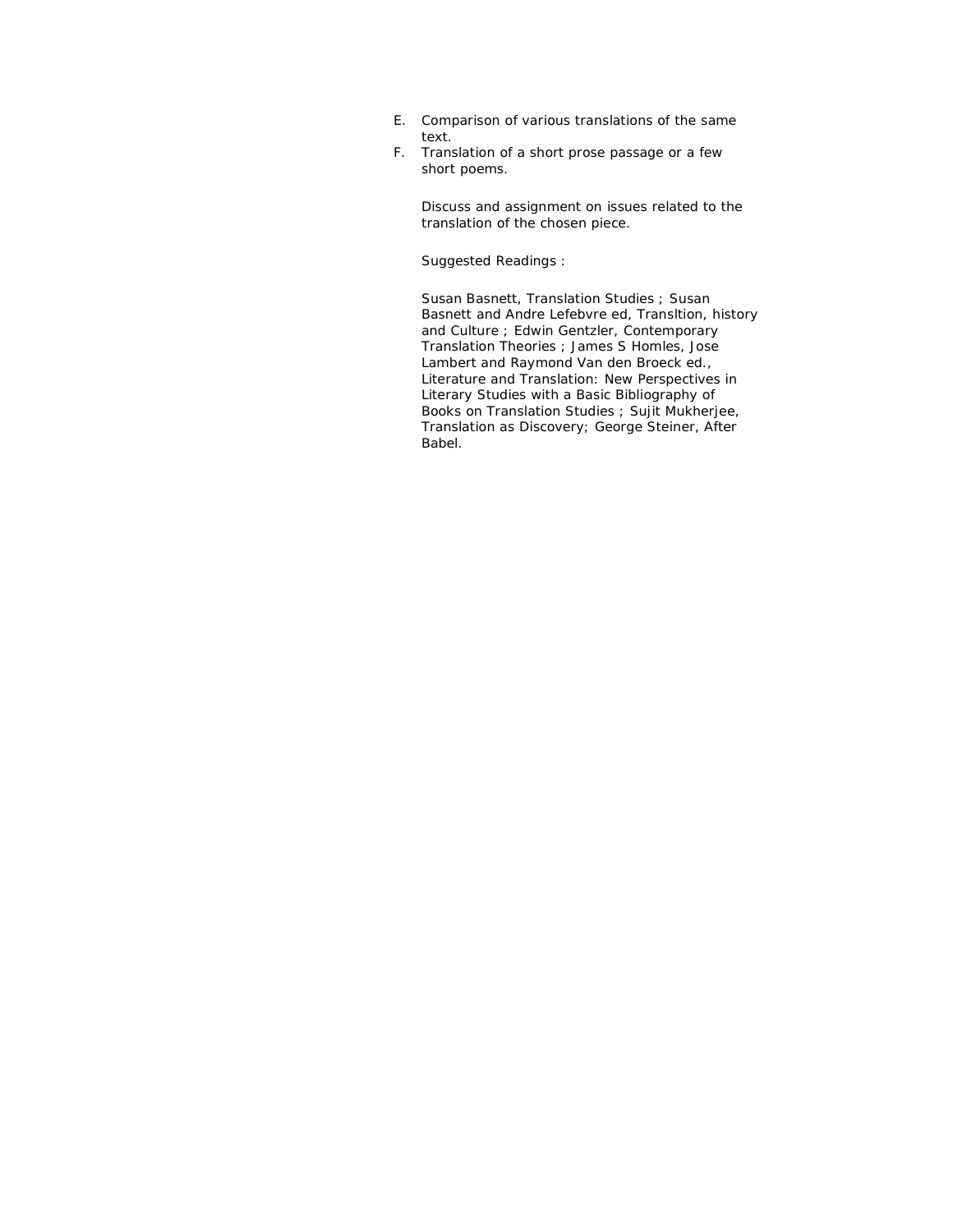E. Comparison of various translations of the same text.
F. Translation of a short prose passage or a few short poems.

Discuss and assignment on issues related to the translation of the chosen piece.

Suggested Readings :

Susan Basnett, Translation Studies ; Susan Basnett and Andre Lefebvre ed, Transltion, history and Culture ; Edwin Gentzler, Contemporary Translation Theories ; James S Homles, Jose Lambert and Raymond Van den Broeck ed., Literature and Translation: New Perspectives in Literary Studies with a Basic Bibliography of Books on Translation Studies ; Sujit Mukherjee, Translation as Discovery; George Steiner, After Babel.